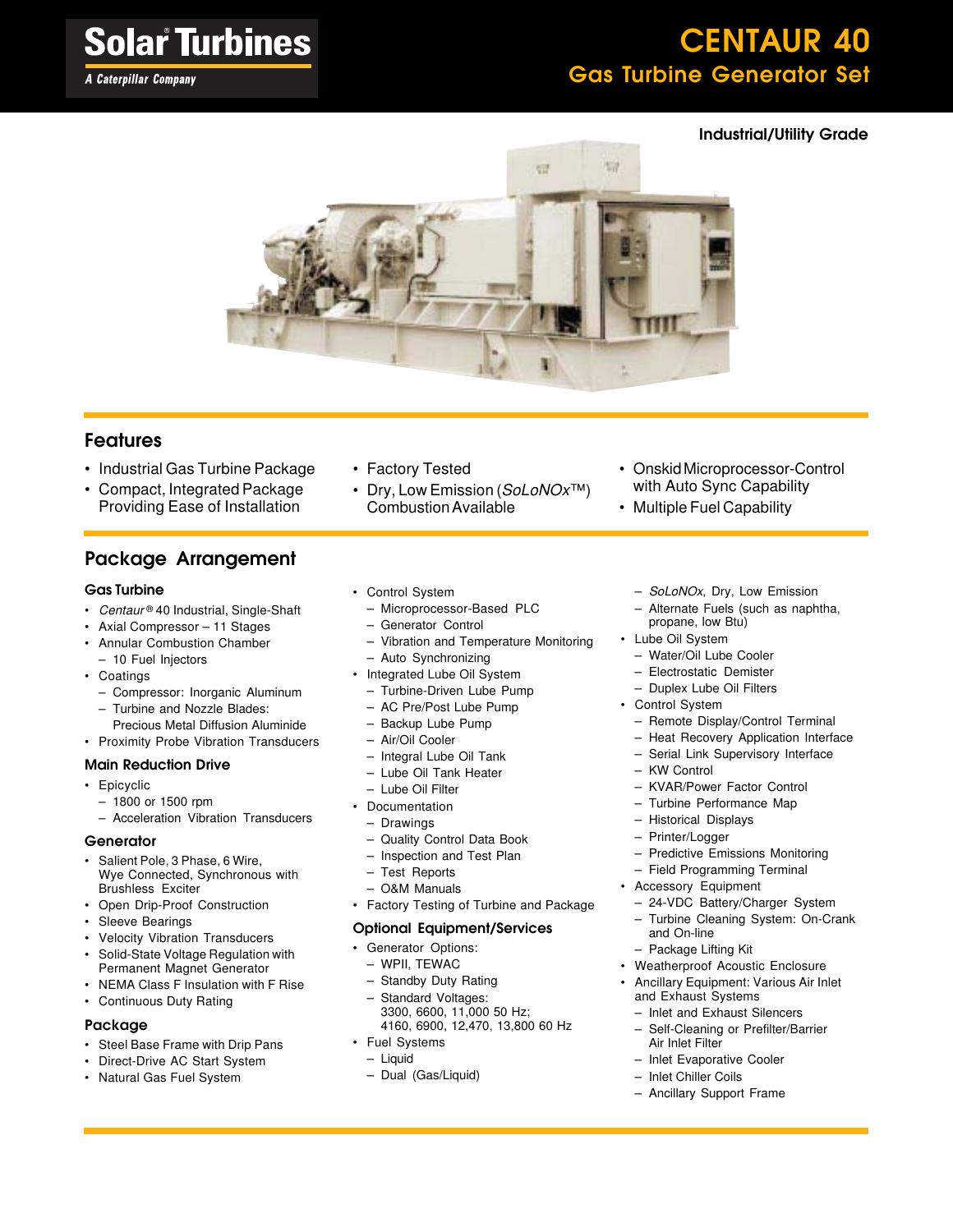Solar Turbines
A Caterpillar Company

# CENTAUR 40
## Gas Turbine Generator Set

**Industrial/Utility Grade**

## Features

- Industrial Gas Turbine Package
- Compact, Integrated Package Providing Ease of Installation
- Factory Tested
- Dry, Low Emission (*SoLoNOx*™) Combustion Available
- Onskid Microprocessor-Control with Auto Sync Capability
- Multiple Fuel Capability

## Package Arrangement

### Gas Turbine

- *Centaur*® 40 Industrial, Single-Shaft
- Axial Compressor – 11 Stages
- Annular Combustion Chamber
  - 10 Fuel Injectors
- Coatings
  - Compressor: Inorganic Aluminum
  - Turbine and Nozzle Blades: Precious Metal Diffusion Aluminide
- Proximity Probe Vibration Transducers

### Main Reduction Drive

- Epicyclic
  - 1800 or 1500 rpm
  - Acceleration Vibration Transducers

### Generator

- Salient Pole, 3 Phase, 6 Wire, Wye Connected, Synchronous with Brushless Exciter
- Open Drip-Proof Construction
- Sleeve Bearings
- Velocity Vibration Transducers
- Solid-State Voltage Regulation with Permanent Magnet Generator
- NEMA Class F Insulation with F Rise
- Continuous Duty Rating

### Package

- Steel Base Frame with Drip Pans
- Direct-Drive AC Start System
- Natural Gas Fuel System
- Control System
  - Microprocessor-Based PLC
  - Generator Control
  - Vibration and Temperature Monitoring
  - Auto Synchronizing
- Integrated Lube Oil System
  - Turbine-Driven Lube Pump
  - AC Pre/Post Lube Pump
  - Backup Lube Pump
  - Air/Oil Cooler
  - Integral Lube Oil Tank
  - Lube Oil Tank Heater
  - Lube Oil Filter
- Documentation
  - Drawings
  - Quality Control Data Book
  - Inspection and Test Plan
  - Test Reports
  - O&M Manuals
- Factory Testing of Turbine and Package

### Optional Equipment/Services

- Generator Options:
  - WPII, TEWAC
  - Standby Duty Rating
  - Standard Voltages:
    3300, 6600, 11,000 50 Hz;
    4160, 6900, 12,470, 13,800 60 Hz
- Fuel Systems
  - Liquid
  - Dual (Gas/Liquid)
  - *SoLoNOx*, Dry, Low Emission
  - Alternate Fuels (such as naphtha, propane, low Btu)
- Lube Oil System
  - Water/Oil Lube Cooler
  - Electrostatic Demister
  - Duplex Lube Oil Filters
- Control System
  - Remote Display/Control Terminal
  - Heat Recovery Application Interface
  - Serial Link Supervisory Interface
  - KW Control
  - KVAR/Power Factor Control
  - Turbine Performance Map
  - Historical Displays
  - Printer/Logger
  - Predictive Emissions Monitoring
  - Field Programming Terminal
- Accessory Equipment
  - 24-VDC Battery/Charger System
  - Turbine Cleaning System: On-Crank and On-line
  - Package Lifting Kit
- Weatherproof Acoustic Enclosure
- Ancillary Equipment: Various Air Inlet and Exhaust Systems
  - Inlet and Exhaust Silencers
  - Self-Cleaning or Prefilter/Barrier Air Inlet Filter
  - Inlet Evaporative Cooler
  - Inlet Chiller Coils
  - Ancillary Support Frame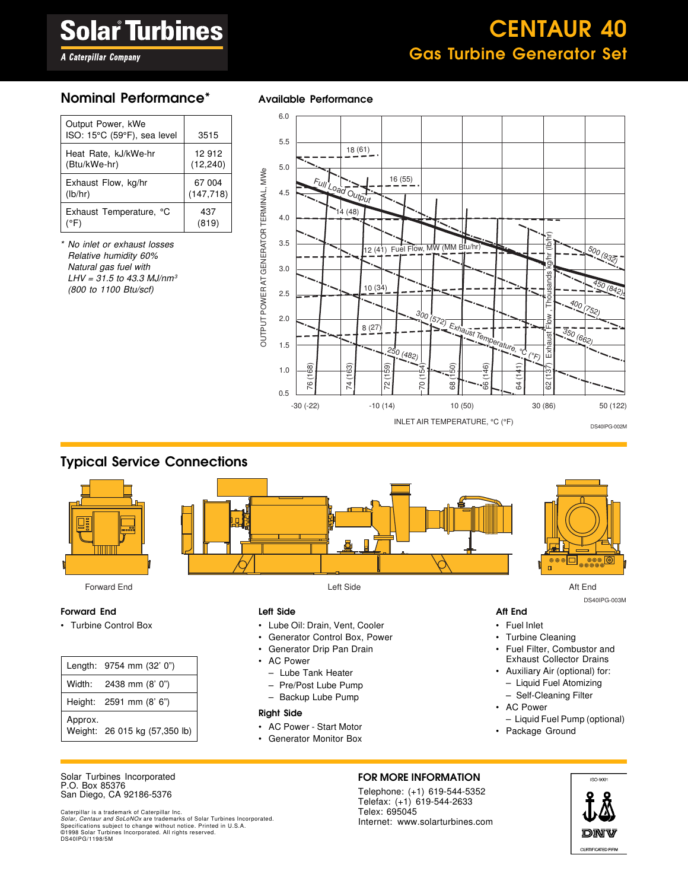# CENTAUR 40

## Gas Turbine Generator Set

Solar Turbines
A Caterpillar Company

## Nominal Performance*

| | |
|---|---|
| Output Power, kWe ISO: 15°C (59°F), sea level | 3515 |
| Heat Rate, kJ/kWe-hr (Btu/kWe-hr) | 12 912 (12,240) |
| Exhaust Flow, kg/hr (lb/hr) | 67 004 (147,718) |
| Exhaust Temperature, °C (°F) | 437 (819) |

*\* No inlet or exhaust losses*
*Relative humidity 60%*
*Natural gas fuel with*
*LHV = 31.5 to 43.3 MJ/nm³*
*(800 to 1100 Btu/scf)*

## Available Performance

OUTPUT POWER AT GENERATOR TERMINAL, MWe

INLET AIR TEMPERATURE, °C (°F)

Full Load Output

Fuel Flow, MW (MM Btu/hr): 18 (61), 16 (55), 14 (48), 12 (41), 10 (34), 8 (27)

Exhaust Temperature, °C (°F): 500 (932), 450 (842), 400 (752), 350 (662), 300 (572), 250 (482)

Exhaust Flow, Thousands kg/hr (lb/hr): 76 (168), 74 (163), 72 (159), 70 (154), 68 (150), 66 (146), 64 (141), 62 (137)

DS40IPG-002M

## Typical Service Connections

Forward End — Left Side — Aft End

DS40IPG-003M

### Forward End

- Turbine Control Box

| | |
|---|---|
| Length: | 9754 mm (32' 0") |
| Width: | 2438 mm (8' 0") |
| Height: | 2591 mm (8' 6") |
| Approx. Weight: | 26 015 kg (57,350 lb) |

### Left Side

- Lube Oil: Drain, Vent, Cooler
- Generator Control Box, Power
- Generator Drip Pan Drain
- AC Power
  - Lube Tank Heater
  - Pre/Post Lube Pump
  - Backup Lube Pump

### Right Side

- AC Power - Start Motor
- Generator Monitor Box

### Aft End

- Fuel Inlet
- Turbine Cleaning
- Fuel Filter, Combustor and Exhaust Collector Drains
- Auxiliary Air (optional) for:
  - Liquid Fuel Atomizing
  - Self-Cleaning Filter
- AC Power
  - Liquid Fuel Pump (optional)
- Package Ground

Solar Turbines Incorporated
P.O. Box 85376
San Diego, CA 92186-5376

Caterpillar is a trademark of Caterpillar Inc.
*Solar, Centaur and SoLoNOx* are trademarks of Solar Turbines Incorporated.
Specifications subject to change without notice. Printed in U.S.A.
©1998 Solar Turbines Incorporated. All rights reserved.
DS40IPG/1198/5M

### FOR MORE INFORMATION

Telephone: (+1) 619-544-5352
Telefax: (+1) 619-544-2633
Telex: 695045
Internet: www.solarturbines.com

ISO-9001 DNV CERTIFICATED FIRM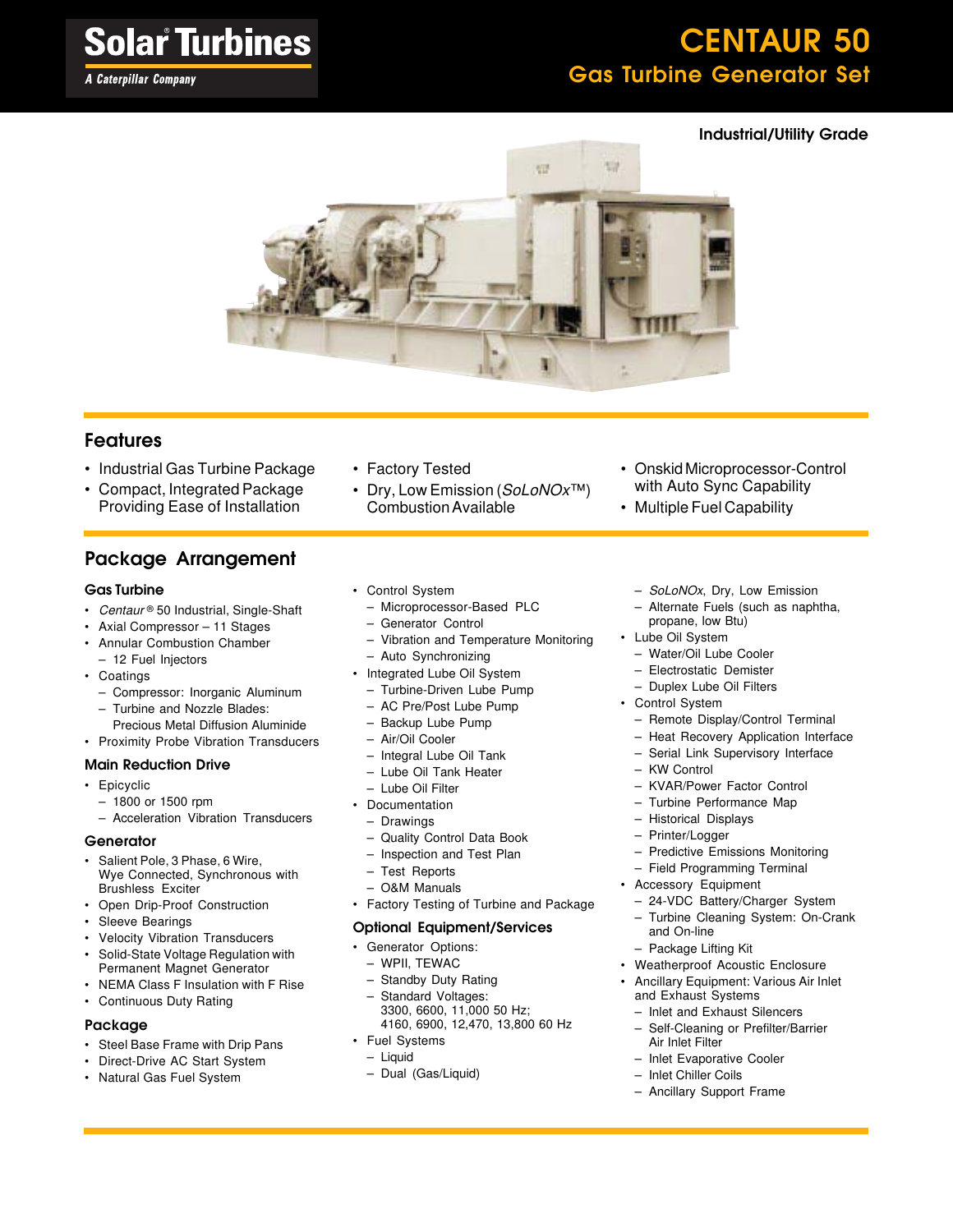# CENTAUR 50

## Gas Turbine Generator Set

Solar Turbines — A Caterpillar Company

**Industrial/Utility Grade**

## Features

- Industrial Gas Turbine Package
- Compact, Integrated Package Providing Ease of Installation
- Factory Tested
- Dry, Low Emission (*SoLoNOx*™) Combustion Available
- Onskid Microprocessor-Control with Auto Sync Capability
- Multiple Fuel Capability

## Package Arrangement

### Gas Turbine

- *Centaur*® 50 Industrial, Single-Shaft
- Axial Compressor – 11 Stages
- Annular Combustion Chamber
  - 12 Fuel Injectors
- Coatings
  - Compressor: Inorganic Aluminum
  - Turbine and Nozzle Blades: Precious Metal Diffusion Aluminide
- Proximity Probe Vibration Transducers

### Main Reduction Drive

- Epicyclic
  - 1800 or 1500 rpm
  - Acceleration Vibration Transducers

### Generator

- Salient Pole, 3 Phase, 6 Wire, Wye Connected, Synchronous with Brushless Exciter
- Open Drip-Proof Construction
- Sleeve Bearings
- Velocity Vibration Transducers
- Solid-State Voltage Regulation with Permanent Magnet Generator
- NEMA Class F Insulation with F Rise
- Continuous Duty Rating

### Package

- Steel Base Frame with Drip Pans
- Direct-Drive AC Start System
- Natural Gas Fuel System
- Control System
  - Microprocessor-Based PLC
  - Generator Control
  - Vibration and Temperature Monitoring
  - Auto Synchronizing
- Integrated Lube Oil System
  - Turbine-Driven Lube Pump
  - AC Pre/Post Lube Pump
  - Backup Lube Pump
  - Air/Oil Cooler
  - Integral Lube Oil Tank
  - Lube Oil Tank Heater
  - Lube Oil Filter
- Documentation
  - Drawings
  - Quality Control Data Book
  - Inspection and Test Plan
  - Test Reports
  - O&M Manuals
- Factory Testing of Turbine and Package

### Optional Equipment/Services

- Generator Options:
  - WPII, TEWAC
  - Standby Duty Rating
  - Standard Voltages: 3300, 6600, 11,000 50 Hz; 4160, 6900, 12,470, 13,800 60 Hz
- Fuel Systems
  - Liquid
  - Dual (Gas/Liquid)
  - *SoLoNOx*, Dry, Low Emission
  - Alternate Fuels (such as naphtha, propane, low Btu)
- Lube Oil System
  - Water/Oil Lube Cooler
  - Electrostatic Demister
  - Duplex Lube Oil Filters
- Control System
  - Remote Display/Control Terminal
  - Heat Recovery Application Interface
  - Serial Link Supervisory Interface
  - KW Control
  - KVAR/Power Factor Control
  - Turbine Performance Map
  - Historical Displays
  - Printer/Logger
  - Predictive Emissions Monitoring
  - Field Programming Terminal
- Accessory Equipment
  - 24-VDC Battery/Charger System
  - Turbine Cleaning System: On-Crank and On-line
  - Package Lifting Kit
- Weatherproof Acoustic Enclosure
- Ancillary Equipment: Various Air Inlet and Exhaust Systems
  - Inlet and Exhaust Silencers
  - Self-Cleaning or Prefilter/Barrier Air Inlet Filter
  - Inlet Evaporative Cooler
  - Inlet Chiller Coils
  - Ancillary Support Frame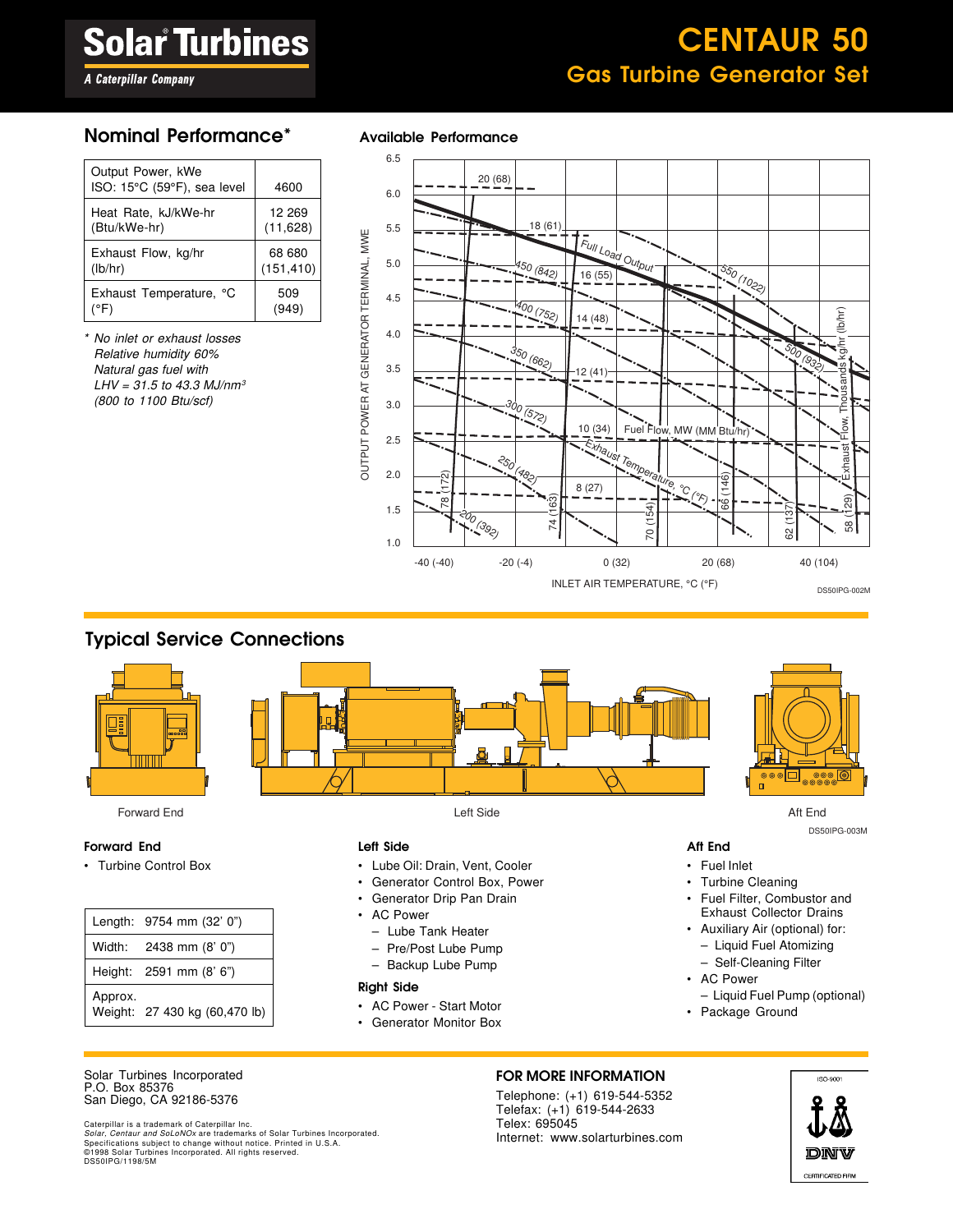# Solar Turbines

*A Caterpillar Company*

# CENTAUR 50

## Gas Turbine Generator Set

### Nominal Performance*

| | |
|---|---|
| Output Power, kWe<br>ISO: 15°C (59°F), sea level | 4600 |
| Heat Rate, kJ/kWe-hr<br>(Btu/kWe-hr) | 12 269<br>(11,628) |
| Exhaust Flow, kg/hr<br>(lb/hr) | 68 680<br>(151,410) |
| Exhaust Temperature, °C<br>(°F) | 509<br>(949) |

*\* No inlet or exhaust losses*
*Relative humidity 60%*
*Natural gas fuel with*
*LHV = 31.5 to 43.3 MJ/nm³*
*(800 to 1100 Btu/scf)*

### Available Performance

DS50IPG-002M

### Typical Service Connections

Forward End — Left Side — Aft End

DS50IPG-003M

**Forward End**

- Turbine Control Box

| | |
|---|---|
| Length: | 9754 mm (32' 0") |
| Width: | 2438 mm (8' 0") |
| Height: | 2591 mm (8' 6") |
| Approx. Weight: | 27 430 kg (60,470 lb) |

**Left Side**

- Lube Oil: Drain, Vent, Cooler
- Generator Control Box, Power
- Generator Drip Pan Drain
- AC Power
  - Lube Tank Heater
  - Pre/Post Lube Pump
  - Backup Lube Pump

**Right Side**

- AC Power - Start Motor
- Generator Monitor Box

**Aft End**

- Fuel Inlet
- Turbine Cleaning
- Fuel Filter, Combustor and Exhaust Collector Drains
- Auxiliary Air (optional) for:
  - Liquid Fuel Atomizing
  - Self-Cleaning Filter
- AC Power
  - Liquid Fuel Pump (optional)
- Package Ground

Solar Turbines Incorporated
P.O. Box 85376
San Diego, CA 92186-5376

Caterpillar is a trademark of Caterpillar Inc.
*Solar, Centaur and SoLoNOx* are trademarks of Solar Turbines Incorporated.
Specifications subject to change without notice. Printed in U.S.A.
©1998 Solar Turbines Incorporated. All rights reserved.
DS50IPG/1198/5M

**FOR MORE INFORMATION**

Telephone: (+1) 619-544-5352
Telefax: (+1) 619-544-2633
Telex: 695045
Internet: www.solarturbines.com

ISO-9001 DNV CERTIFICATED FIRM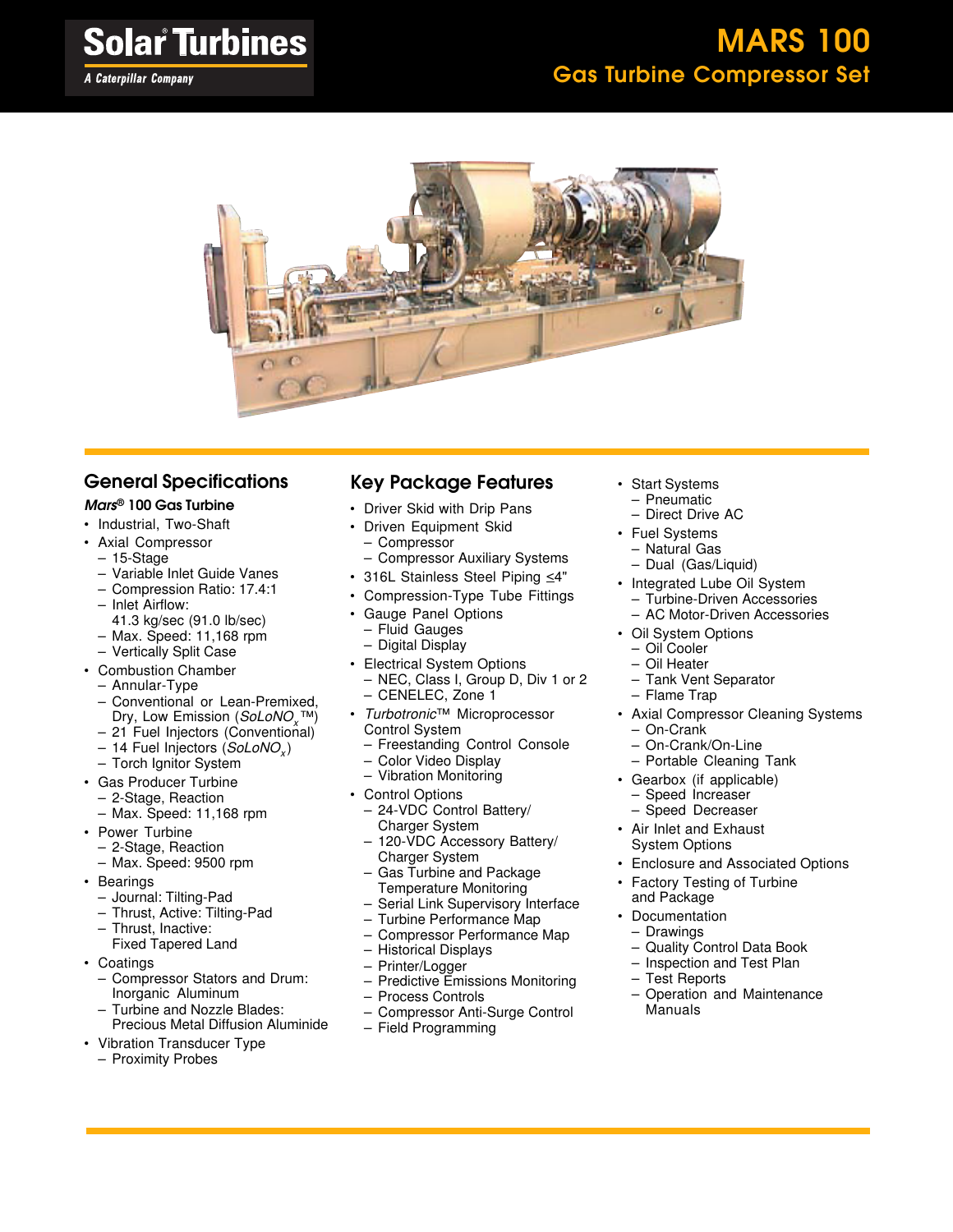Solar® Turbines

*A Caterpillar Company*

# MARS 100

## Gas Turbine Compressor Set

## General Specifications

### *Mars*® 100 Gas Turbine

- Industrial, Two-Shaft
- Axial Compressor
  - 15-Stage
  - Variable Inlet Guide Vanes
  - Compression Ratio: 17.4:1
  - Inlet Airflow: 41.3 kg/sec (91.0 lb/sec)
  - Max. Speed: 11,168 rpm
  - Vertically Split Case
- Combustion Chamber
  - Annular-Type
  - Conventional or Lean-Premixed, Dry, Low Emission (*SoLoNO$_x$*™)
  - 21 Fuel Injectors (Conventional)
  - 14 Fuel Injectors (*SoLoNO$_x$*)
  - Torch Ignitor System
- Gas Producer Turbine
  - 2-Stage, Reaction
  - Max. Speed: 11,168 rpm
- Power Turbine
  - 2-Stage, Reaction
  - Max. Speed: 9500 rpm
- Bearings
  - Journal: Tilting-Pad
  - Thrust, Active: Tilting-Pad
  - Thrust, Inactive: Fixed Tapered Land
- Coatings
  - Compressor Stators and Drum: Inorganic Aluminum
  - Turbine and Nozzle Blades: Precious Metal Diffusion Aluminide
- Vibration Transducer Type
  - Proximity Probes

## Key Package Features

- Driver Skid with Drip Pans
- Driven Equipment Skid
  - Compressor
  - Compressor Auxiliary Systems
- 316L Stainless Steel Piping ≤4"
- Compression-Type Tube Fittings
- Gauge Panel Options
  - Fluid Gauges
  - Digital Display
- Electrical System Options
  - NEC, Class I, Group D, Div 1 or 2
  - CENELEC, Zone 1
- *Turbotronic*™ Microprocessor Control System
  - Freestanding Control Console
  - Color Video Display
  - Vibration Monitoring
- Control Options
  - 24-VDC Control Battery/ Charger System
  - 120-VDC Accessory Battery/ Charger System
  - Gas Turbine and Package Temperature Monitoring
  - Serial Link Supervisory Interface
  - Turbine Performance Map
  - Compressor Performance Map
  - Historical Displays
  - Printer/Logger
  - Predictive Emissions Monitoring
  - Process Controls
  - Compressor Anti-Surge Control
  - Field Programming
- Start Systems
  - Pneumatic
  - Direct Drive AC
- Fuel Systems
  - Natural Gas
  - Dual (Gas/Liquid)
- Integrated Lube Oil System
  - Turbine-Driven Accessories
  - AC Motor-Driven Accessories
- Oil System Options
  - Oil Cooler
  - Oil Heater
  - Tank Vent Separator
  - Flame Trap
- Axial Compressor Cleaning Systems
  - On-Crank
  - On-Crank/On-Line
  - Portable Cleaning Tank
- Gearbox (if applicable)
  - Speed Increaser
  - Speed Decreaser
- Air Inlet and Exhaust System Options
- Enclosure and Associated Options
- Factory Testing of Turbine and Package
- Documentation
  - Drawings
  - Quality Control Data Book
  - Inspection and Test Plan
  - Test Reports
  - Operation and Maintenance Manuals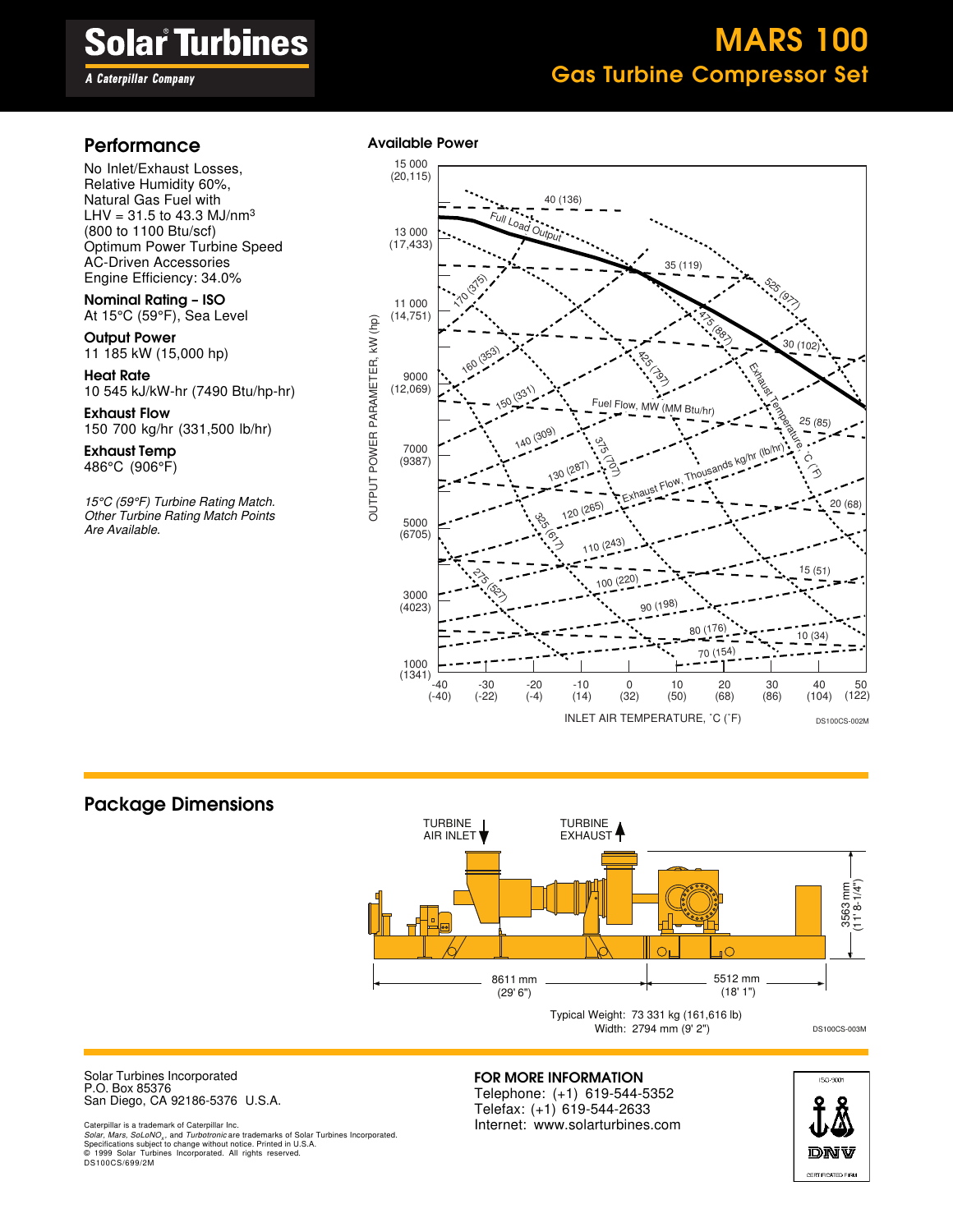# Solar Turbines

*A Caterpillar Company*

# MARS 100

## Gas Turbine Compressor Set

## Performance

No Inlet/Exhaust Losses,
Relative Humidity 60%,
Natural Gas Fuel with
LHV = 31.5 to 43.3 MJ/nm$^3$
(800 to 1100 Btu/scf)
Optimum Power Turbine Speed
AC-Driven Accessories
Engine Efficiency: 34.0%

**Nominal Rating – ISO**
At 15°C (59°F), Sea Level

**Output Power**
11 185 kW (15,000 hp)

**Heat Rate**
10 545 kJ/kW-hr (7490 Btu/hp-hr)

**Exhaust Flow**
150 700 kg/hr (331,500 lb/hr)

**Exhaust Temp**
486°C (906°F)

*15°C (59°F) Turbine Rating Match.*
*Other Turbine Rating Match Points*
*Are Available.*

**Available Power**

DS100CS-002M

## Package Dimensions

DS100CS-003M

Typical Weight: 73 331 kg (161,616 lb)
Width: 2794 mm (9' 2")

Solar Turbines Incorporated
P.O. Box 85376
San Diego, CA 92186-5376 U.S.A.

Caterpillar is a trademark of Caterpillar Inc.
*Solar*, *Mars*, *SoLoNO$_x$*, and *Turbotronic* are trademarks of Solar Turbines Incorporated.
Specifications subject to change without notice. Printed in U.S.A.
© 1999 Solar Turbines Incorporated. All rights reserved.
DS100CS/699/2M

**FOR MORE INFORMATION**
Telephone: (+1) 619-544-5352
Telefax: (+1) 619-544-2633
Internet: www.solarturbines.com

ISO 9001
DNV
CERTIFICATED FIRM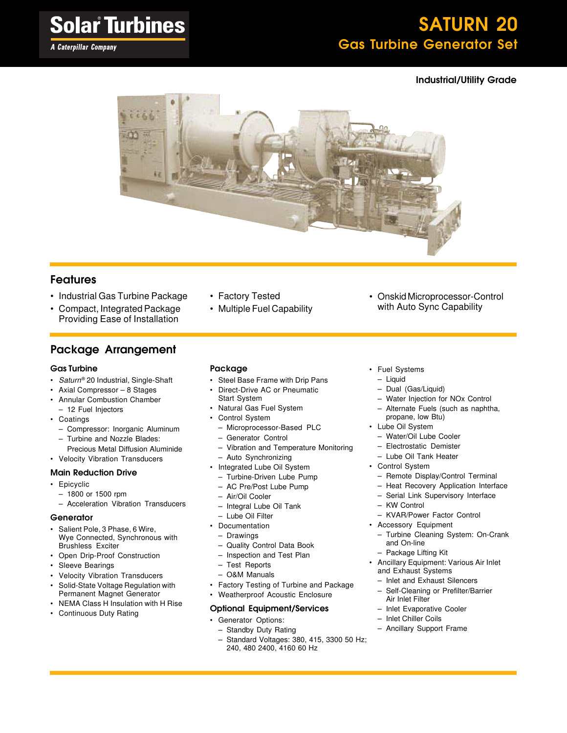Solar Turbines

A Caterpillar Company

# SATURN 20

## Gas Turbine Generator Set

**Industrial/Utility Grade**

## Features

- Industrial Gas Turbine Package
- Compact, Integrated Package Providing Ease of Installation
- Factory Tested
- Multiple Fuel Capability
- Onskid Microprocessor-Control with Auto Sync Capability

## Package Arrangement

### Gas Turbine

- *Saturn*® 20 Industrial, Single-Shaft
- Axial Compressor – 8 Stages
- Annular Combustion Chamber
  - 12 Fuel Injectors
- Coatings
  - Compressor: Inorganic Aluminum
  - Turbine and Nozzle Blades: Precious Metal Diffusion Aluminide
- Velocity Vibration Transducers

### Main Reduction Drive

- Epicyclic
  - 1800 or 1500 rpm
  - Acceleration Vibration Transducers

### Generator

- Salient Pole, 3 Phase, 6 Wire, Wye Connected, Synchronous with Brushless Exciter
- Open Drip-Proof Construction
- Sleeve Bearings
- Velocity Vibration Transducers
- Solid-State Voltage Regulation with Permanent Magnet Generator
- NEMA Class H Insulation with H Rise
- Continuous Duty Rating

### Package

- Steel Base Frame with Drip Pans
- Direct-Drive AC or Pneumatic Start System
- Natural Gas Fuel System
- Control System
  - Microprocessor-Based PLC
  - Generator Control
  - Vibration and Temperature Monitoring
  - Auto Synchronizing
- Integrated Lube Oil System
  - Turbine-Driven Lube Pump
  - AC Pre/Post Lube Pump
  - Air/Oil Cooler
  - Integral Lube Oil Tank
  - Lube Oil Filter
- Documentation
  - Drawings
  - Quality Control Data Book
  - Inspection and Test Plan
  - Test Reports
  - O&M Manuals
- Factory Testing of Turbine and Package
- Weatherproof Acoustic Enclosure

### Optional Equipment/Services

- Generator Options:
  - Standby Duty Rating
  - Standard Voltages: 380, 415, 3300 50 Hz; 240, 480 2400, 4160 60 Hz
- Fuel Systems
  - Liquid
  - Dual (Gas/Liquid)
  - Water Injection for NOx Control
  - Alternate Fuels (such as naphtha, propane, low Btu)
- Lube Oil System
  - Water/Oil Lube Cooler
  - Electrostatic Demister
  - Lube Oil Tank Heater
- Control System
  - Remote Display/Control Terminal
  - Heat Recovery Application Interface
  - Serial Link Supervisory Interface
  - KW Control
  - KVAR/Power Factor Control
- Accessory Equipment
  - Turbine Cleaning System: On-Crank and On-line
  - Package Lifting Kit
- Ancillary Equipment: Various Air Inlet and Exhaust Systems
  - Inlet and Exhaust Silencers
  - Self-Cleaning or Prefilter/Barrier Air Inlet Filter
  - Inlet Evaporative Cooler
  - Inlet Chiller Coils
  - Ancillary Support Frame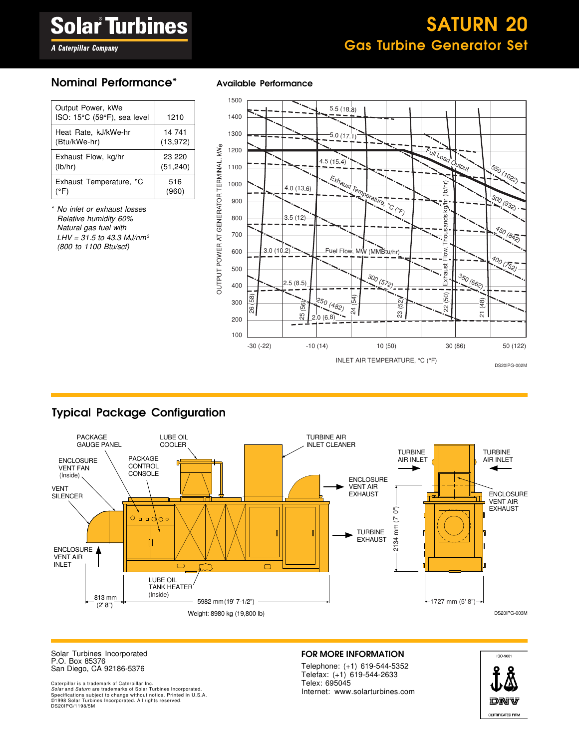# SATURN 20

## Gas Turbine Generator Set

Solar Turbines — A Caterpillar Company

## Nominal Performance*

| | |
|---|---|
| Output Power, kWe<br>ISO: 15°C (59°F), sea level | 1210 |
| Heat Rate, kJ/kWe-hr<br>(Btu/kWe-hr) | 14 741<br>(13,972) |
| Exhaust Flow, kg/hr<br>(lb/hr) | 23 220<br>(51,240) |
| Exhaust Temperature, °C<br>(°F) | 516<br>(960) |

*\* No inlet or exhaust losses*
*Relative humidity 60%*
*Natural gas fuel with*
*LHV = 31.5 to 43.3 MJ/nm³*
*(800 to 1100 Btu/scf)*

## Available Performance

DS20IPG-002M

## Typical Package Configuration

Weight: 8980 kg (19,800 lb)

DS20IPG-003M

---

Solar Turbines Incorporated
P.O. Box 85376
San Diego, CA 92186-5376

Caterpillar is a trademark of Caterpillar Inc.
*Solar* and *Saturn* are trademarks of Solar Turbines Incorporated.
Specifications subject to change without notice. Printed in U.S.A.
©1998 Solar Turbines Incorporated. All rights reserved.
DS20IPG/1198/5M

**FOR MORE INFORMATION**

Telephone: (+1) 619-544-5352
Telefax: (+1) 619-544-2633
Telex: 695045
Internet: www.solarturbines.com

ISO-9001 DNV CERTIFICATED FIRM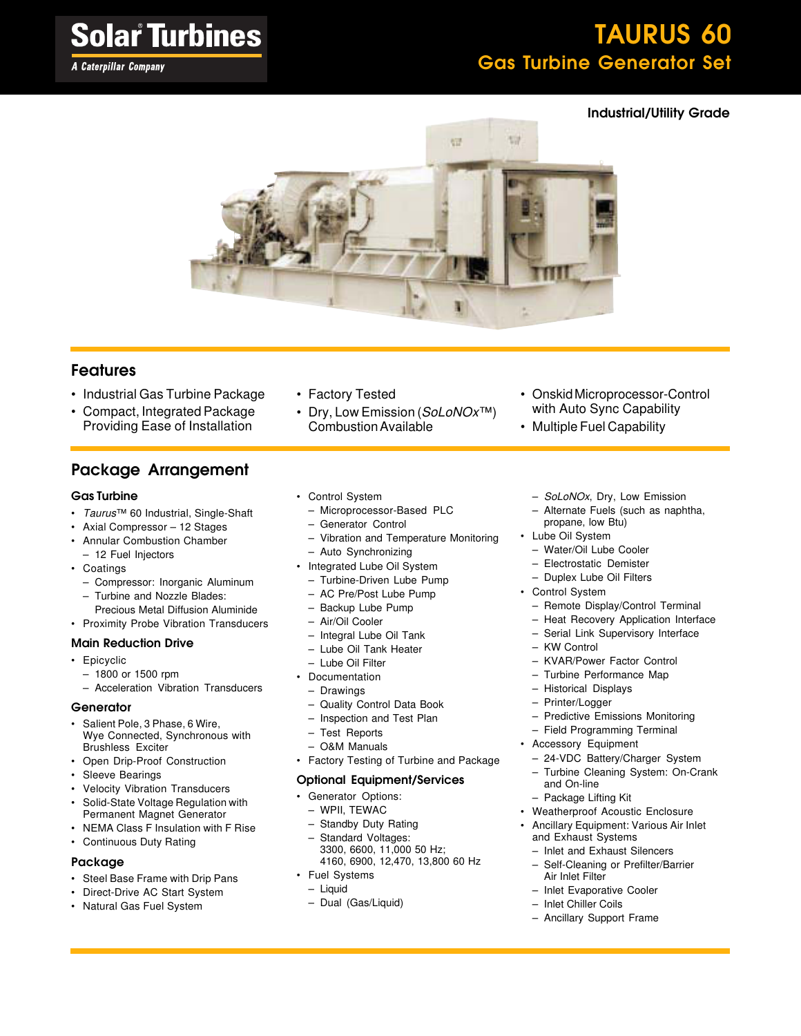Solar Turbines
A Caterpillar Company

# TAURUS 60
## Gas Turbine Generator Set

**Industrial/Utility Grade**

## Features

- Industrial Gas Turbine Package
- Compact, Integrated Package Providing Ease of Installation
- Factory Tested
- Dry, Low Emission (*SoLoNOx*™) Combustion Available
- Onskid Microprocessor-Control with Auto Sync Capability
- Multiple Fuel Capability

## Package Arrangement

### Gas Turbine

- *Taurus*™ 60 Industrial, Single-Shaft
- Axial Compressor – 12 Stages
- Annular Combustion Chamber
  - 12 Fuel Injectors
- Coatings
  - Compressor: Inorganic Aluminum
  - Turbine and Nozzle Blades: Precious Metal Diffusion Aluminide
- Proximity Probe Vibration Transducers

### Main Reduction Drive

- Epicyclic
  - 1800 or 1500 rpm
  - Acceleration Vibration Transducers

### Generator

- Salient Pole, 3 Phase, 6 Wire, Wye Connected, Synchronous with Brushless Exciter
- Open Drip-Proof Construction
- Sleeve Bearings
- Velocity Vibration Transducers
- Solid-State Voltage Regulation with Permanent Magnet Generator
- NEMA Class F Insulation with F Rise
- Continuous Duty Rating

### Package

- Steel Base Frame with Drip Pans
- Direct-Drive AC Start System
- Natural Gas Fuel System
- Control System
  - Microprocessor-Based PLC
  - Generator Control
  - Vibration and Temperature Monitoring
  - Auto Synchronizing
- Integrated Lube Oil System
  - Turbine-Driven Lube Pump
  - AC Pre/Post Lube Pump
  - Backup Lube Pump
  - Air/Oil Cooler
  - Integral Lube Oil Tank
  - Lube Oil Tank Heater
  - Lube Oil Filter
- Documentation
  - Drawings
  - Quality Control Data Book
  - Inspection and Test Plan
  - Test Reports
  - O&M Manuals
- Factory Testing of Turbine and Package

### Optional Equipment/Services

- Generator Options:
  - WPII, TEWAC
  - Standby Duty Rating
  - Standard Voltages: 3300, 6600, 11,000 50 Hz; 4160, 6900, 12,470, 13,800 60 Hz
- Fuel Systems
  - Liquid
  - Dual (Gas/Liquid)
  - *SoLoNOx*, Dry, Low Emission
  - Alternate Fuels (such as naphtha, propane, low Btu)
- Lube Oil System
  - Water/Oil Lube Cooler
  - Electrostatic Demister
  - Duplex Lube Oil Filters
- Control System
  - Remote Display/Control Terminal
  - Heat Recovery Application Interface
  - Serial Link Supervisory Interface
  - KW Control
  - KVAR/Power Factor Control
  - Turbine Performance Map
  - Historical Displays
  - Printer/Logger
  - Predictive Emissions Monitoring
  - Field Programming Terminal
- Accessory Equipment
  - 24-VDC Battery/Charger System
  - Turbine Cleaning System: On-Crank and On-line
  - Package Lifting Kit
- Weatherproof Acoustic Enclosure
- Ancillary Equipment: Various Air Inlet and Exhaust Systems
  - Inlet and Exhaust Silencers
  - Self-Cleaning or Prefilter/Barrier Air Inlet Filter
  - Inlet Evaporative Cooler
  - Inlet Chiller Coils
  - Ancillary Support Frame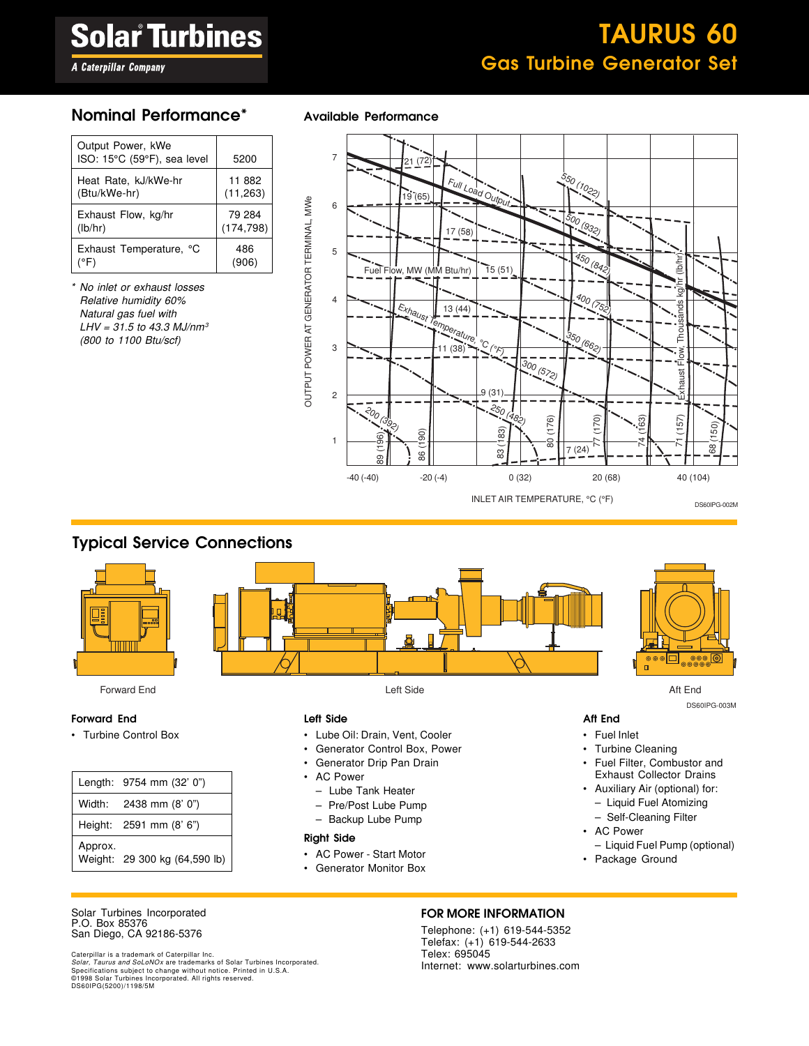**Solar Turbines**
*A Caterpillar Company*

# TAURUS 60

## Gas Turbine Generator Set

## Nominal Performance*

| | |
|---|---|
| Output Power, kWe ISO: 15°C (59°F), sea level | 5200 |
| Heat Rate, kJ/kWe-hr (Btu/kWe-hr) | 11 882 (11,263) |
| Exhaust Flow, kg/hr (lb/hr) | 79 284 (174,798) |
| Exhaust Temperature, °C (°F) | 486 (906) |

\* *No inlet or exhaust losses*
*Relative humidity 60%*
*Natural gas fuel with*
*LHV = 31.5 to 43.3 MJ/nm³*
*(800 to 1100 Btu/scf)*

## Available Performance

OUTPUT POWER AT GENERATOR TERMINAL, MWe

INLET AIR TEMPERATURE, °C (°F)

DS60IPG-002M

## Typical Service Connections

Forward End

Left Side

Aft End

DS60IPG-003M

### Forward End

- Turbine Control Box

| | |
|---|---|
| Length: | 9754 mm (32' 0") |
| Width: | 2438 mm (8' 0") |
| Height: | 2591 mm (8' 6") |
| Approx. Weight: | 29 300 kg (64,590 lb) |

### Left Side

- Lube Oil: Drain, Vent, Cooler
- Generator Control Box, Power
- Generator Drip Pan Drain
- AC Power
  - Lube Tank Heater
  - Pre/Post Lube Pump
  - Backup Lube Pump

### Right Side

- AC Power - Start Motor
- Generator Monitor Box

### Aft End

- Fuel Inlet
- Turbine Cleaning
- Fuel Filter, Combustor and Exhaust Collector Drains
- Auxiliary Air (optional) for:
  - Liquid Fuel Atomizing
  - Self-Cleaning Filter
- AC Power
  - Liquid Fuel Pump (optional)
- Package Ground

Solar Turbines Incorporated
P.O. Box 85376
San Diego, CA 92186-5376

Caterpillar is a trademark of Caterpillar Inc.
*Solar, Taurus and SoLoNOx* are trademarks of Solar Turbines Incorporated.
Specifications subject to change without notice. Printed in U.S.A.
©1998 Solar Turbines Incorporated. All rights reserved.
DS60IPG(5200)/1198/5M

### FOR MORE INFORMATION

Telephone: (+1) 619-544-5352
Telefax: (+1) 619-544-2633
Telex: 695045
Internet: www.solarturbines.com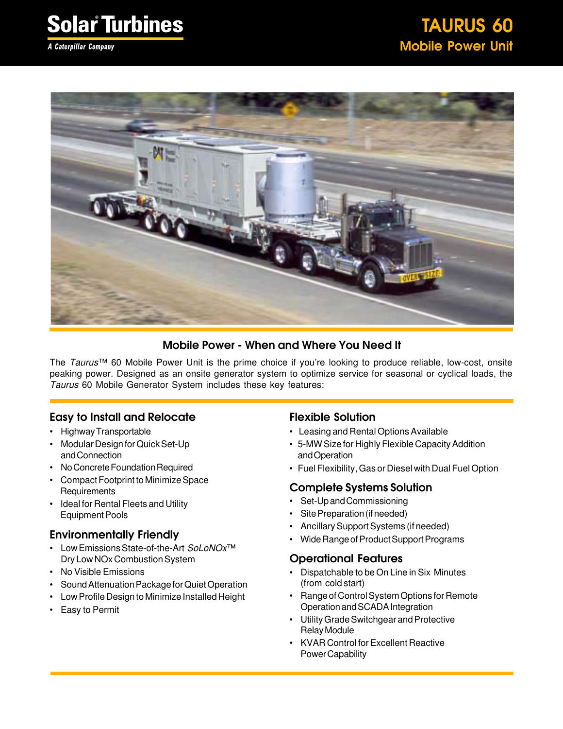Solar Turbines

A Caterpillar Company

# TAURUS 60

## Mobile Power Unit

## Mobile Power - When and Where You Need It

The *Taurus*™ 60 Mobile Power Unit is the prime choice if you're looking to produce reliable, low-cost, onsite peaking power. Designed as an onsite generator system to optimize service for seasonal or cyclical loads, the *Taurus* 60 Mobile Generator System includes these key features:

### Easy to Install and Relocate

- Highway Transportable
- Modular Design for Quick Set-Up and Connection
- No Concrete Foundation Required
- Compact Footprint to Minimize Space Requirements
- Ideal for Rental Fleets and Utility Equipment Pools

### Environmentally Friendly

- Low Emissions State-of-the-Art *SoLoNOx*™ Dry Low NOx Combustion System
- No Visible Emissions
- Sound Attenuation Package for Quiet Operation
- Low Profile Design to Minimize Installed Height
- Easy to Permit

### Flexible Solution

- Leasing and Rental Options Available
- 5-MW Size for Highly Flexible Capacity Addition and Operation
- Fuel Flexibility, Gas or Diesel with Dual Fuel Option

### Complete Systems Solution

- Set-Up and Commissioning
- Site Preparation (if needed)
- Ancillary Support Systems (if needed)
- Wide Range of Product Support Programs

### Operational Features

- Dispatchable to be On Line in Six Minutes (from cold start)
- Range of Control System Options for Remote Operation and SCADA Integration
- Utility Grade Switchgear and Protective Relay Module
- KVAR Control for Excellent Reactive Power Capability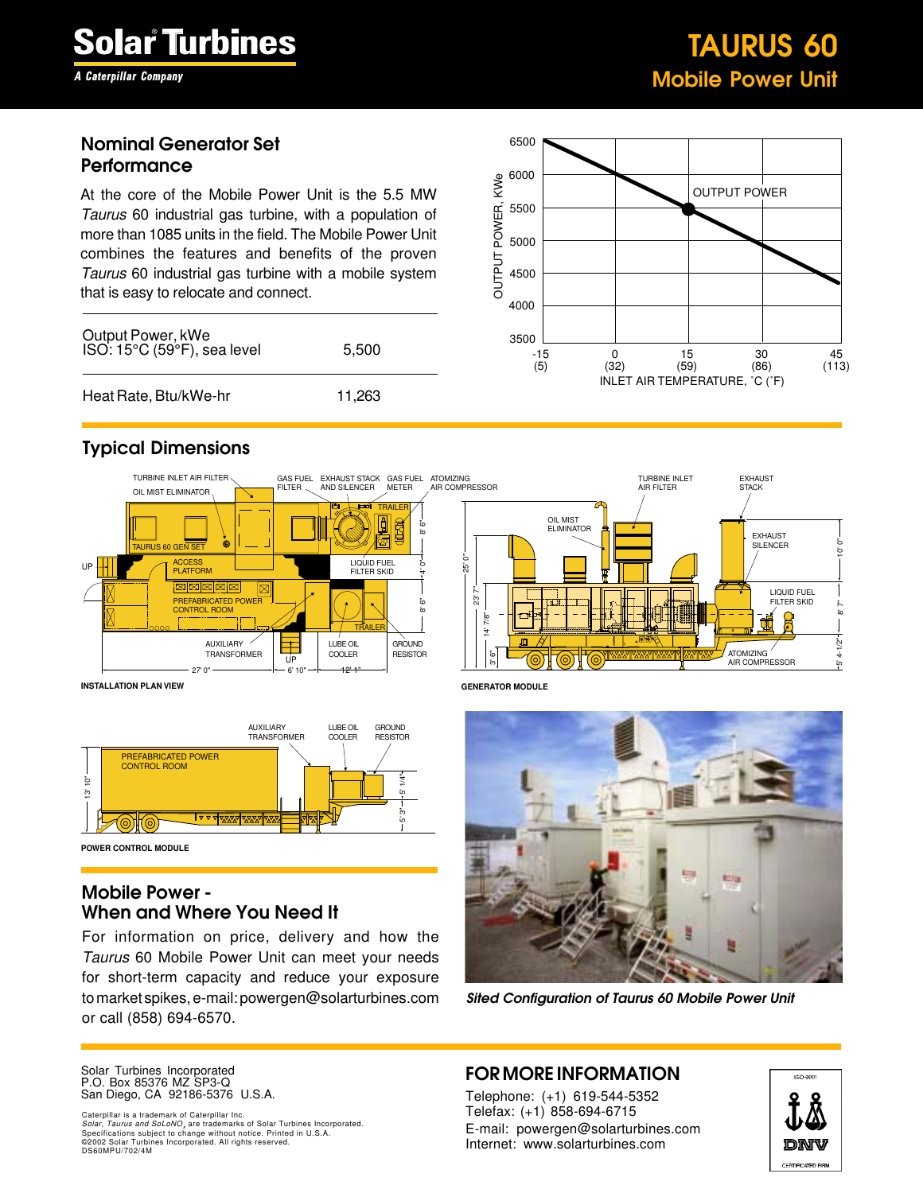# Solar Turbines

*A Caterpillar Company*

# TAURUS 60
## Mobile Power Unit

### Nominal Generator Set Performance

At the core of the Mobile Power Unit is the 5.5 MW *Taurus* 60 industrial gas turbine, with a population of more than 1085 units in the field. The Mobile Power Unit combines the features and benefits of the proven *Taurus* 60 industrial gas turbine with a mobile system that is easy to relocate and connect.

| | |
|---|---|
| Output Power, kWe<br>ISO: 15°C (59°F), sea level | 5,500 |
| Heat Rate, Btu/kWe-hr | 11,263 |

### Typical Dimensions

INSTALLATION PLAN VIEW

GENERATOR MODULE

POWER CONTROL MODULE

### Mobile Power - When and Where You Need It

For information on price, delivery and how the *Taurus* 60 Mobile Power Unit can meet your needs for short-term capacity and reduce your exposure to market spikes, e-mail: powergen@solarturbines.com or call (858) 694-6570.

*Sited Configuration of Taurus 60 Mobile Power Unit*

Solar Turbines Incorporated
P.O. Box 85376 MZ SP3-Q
San Diego, CA 92186-5376 U.S.A.

Caterpillar is a trademark of Caterpillar Inc.
*Solar, Taurus* and *SoLoNO$_x$* are trademarks of Solar Turbines Incorporated.
Specifications subject to change without notice. Printed in U.S.A.
©2002 Solar Turbines Incorporated. All rights reserved.
DS60MPU/702/4M

### FOR MORE INFORMATION

Telephone: (+1) 619-544-5352
Telefax: (+1) 858-694-6715
E-mail: powergen@solarturbines.com
Internet: www.solarturbines.com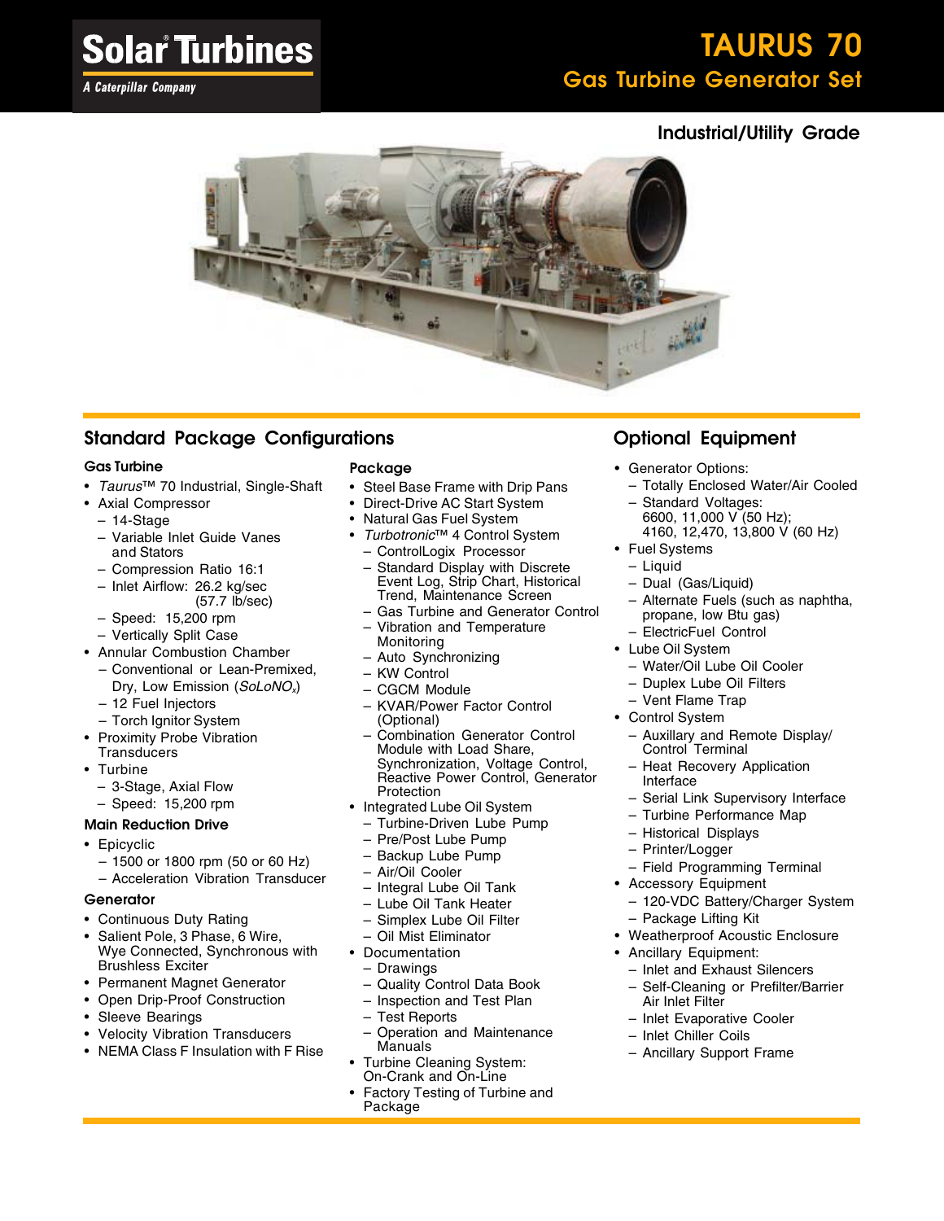# Solar Turbines

*A Caterpillar Company*

# TAURUS 70

## Gas Turbine Generator Set

**Industrial/Utility Grade**

## Standard Package Configurations

### Gas Turbine

- *Taurus*™ 70 Industrial, Single-Shaft
- Axial Compressor
  - 14-Stage
  - Variable Inlet Guide Vanes and Stators
  - Compression Ratio 16:1
  - Inlet Airflow: 26.2 kg/sec (57.7 lb/sec)
  - Speed: 15,200 rpm
  - Vertically Split Case
- Annular Combustion Chamber
  - Conventional or Lean-Premixed, Dry, Low Emission (*SoLoNO*$_x$)
  - 12 Fuel Injectors
  - Torch Ignitor System
- Proximity Probe Vibration Transducers
- Turbine
  - 3-Stage, Axial Flow
  - Speed: 15,200 rpm

### Main Reduction Drive

- Epicyclic
  - 1500 or 1800 rpm (50 or 60 Hz)
  - Acceleration Vibration Transducer

### Generator

- Continuous Duty Rating
- Salient Pole, 3 Phase, 6 Wire, Wye Connected, Synchronous with Brushless Exciter
- Permanent Magnet Generator
- Open Drip-Proof Construction
- Sleeve Bearings
- Velocity Vibration Transducers
- NEMA Class F Insulation with F Rise

### Package

- Steel Base Frame with Drip Pans
- Direct-Drive AC Start System
- Natural Gas Fuel System
- *Turbotronic*™ 4 Control System
  - ControlLogix Processor
  - Standard Display with Discrete Event Log, Strip Chart, Historical Trend, Maintenance Screen
  - Gas Turbine and Generator Control
  - Vibration and Temperature Monitoring
  - Auto Synchronizing
  - KW Control
  - CGCM Module
  - KVAR/Power Factor Control (Optional)
  - Combination Generator Control Module with Load Share, Synchronization, Voltage Control, Reactive Power Control, Generator Protection
- Integrated Lube Oil System
  - Turbine-Driven Lube Pump
  - Pre/Post Lube Pump
  - Backup Lube Pump
  - Air/Oil Cooler
  - Integral Lube Oil Tank
  - Lube Oil Tank Heater
  - Simplex Lube Oil Filter
  - Oil Mist Eliminator
- Documentation
  - Drawings
  - Quality Control Data Book
  - Inspection and Test Plan
  - Test Reports
  - Operation and Maintenance Manuals
- Turbine Cleaning System: On-Crank and On-Line
- Factory Testing of Turbine and Package

## Optional Equipment

- Generator Options:
  - Totally Enclosed Water/Air Cooled
  - Standard Voltages: 6600, 11,000 V (50 Hz); 4160, 12,470, 13,800 V (60 Hz)
- Fuel Systems
  - Liquid
  - Dual (Gas/Liquid)
  - Alternate Fuels (such as naphtha, propane, low Btu gas)
  - ElectricFuel Control
- Lube Oil System
  - Water/Oil Lube Oil Cooler
  - Duplex Lube Oil Filters
  - Vent Flame Trap
- Control System
  - Auxillary and Remote Display/ Control Terminal
  - Heat Recovery Application Interface
  - Serial Link Supervisory Interface
  - Turbine Performance Map
  - Historical Displays
  - Printer/Logger
  - Field Programming Terminal
- Accessory Equipment
  - 120-VDC Battery/Charger System
  - Package Lifting Kit
- Weatherproof Acoustic Enclosure
- Ancillary Equipment:
  - Inlet and Exhaust Silencers
  - Self-Cleaning or Prefilter/Barrier Air Inlet Filter
  - Inlet Evaporative Cooler
  - Inlet Chiller Coils
  - Ancillary Support Frame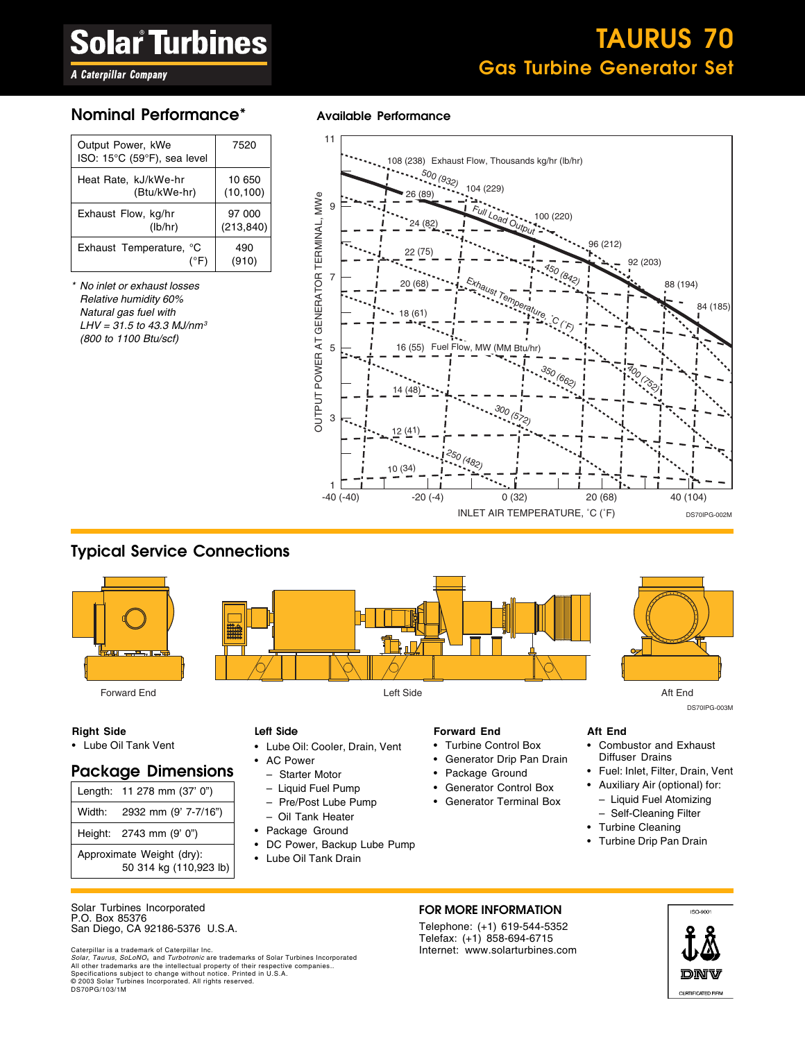# Solar Turbines

*A Caterpillar Company*

# TAURUS 70

## Gas Turbine Generator Set

## Nominal Performance*

| | |
|---|---|
| Output Power, kWe<br>ISO: 15°C (59°F), sea level | 7520 |
| Heat Rate, kJ/kWe-hr<br>(Btu/kWe-hr) | 10 650<br>(10,100) |
| Exhaust Flow, kg/hr<br>(lb/hr) | 97 000<br>(213,840) |
| Exhaust Temperature, °C<br>(°F) | 490<br>(910) |

*\* No inlet or exhaust losses*
*Relative humidity 60%*
*Natural gas fuel with*
*LHV = 31.5 to 43.3 MJ/nm³*
*(800 to 1100 Btu/scf)*

## Available Performance

OUTPUT POWER AT GENERATOR TERMINAL, MWe

INLET AIR TEMPERATURE, ˚C (˚F)

-40 (-40)
-20 (-4)
0 (32)
20 (68)
40 (104)

1
3
5
7
9
11

108 (238) Exhaust Flow, Thousands kg/hr (lb/hr)
104 (229)
100 (220)
96 (212)
92 (203)
88 (194)
84 (185)

Full Load Output

500 (932)
450 (842)
Exhaust Temperature, ˚C (˚F)
400 (752)
350 (662)
300 (572)
250 (482)

26 (89)
24 (82)
22 (75)
20 (68)
18 (61)
16 (55) Fuel Flow, MW (MM Btu/hr)
14 (48)
12 (41)
10 (34)

DS70IPG-002M

## Typical Service Connections

Forward End

Left Side

Aft End

DS70IPG-003M

**Right Side**
- Lube Oil Tank Vent

**Left Side**
- Lube Oil: Cooler, Drain, Vent
- AC Power
  - Starter Motor
  - Liquid Fuel Pump
  - Pre/Post Lube Pump
  - Oil Tank Heater
- Package Ground
- DC Power, Backup Lube Pump
- Lube Oil Tank Drain

**Forward End**
- Turbine Control Box
- Generator Drip Pan Drain
- Package Ground
- Generator Control Box
- Generator Terminal Box

**Aft End**
- Combustor and Exhaust Diffuser Drains
- Fuel: Inlet, Filter, Drain, Vent
- Auxiliary Air (optional) for:
  - Liquid Fuel Atomizing
  - Self-Cleaning Filter
- Turbine Cleaning
- Turbine Drip Pan Drain

## Package Dimensions

| | |
|---|---|
| Length: 11 278 mm (37' 0") | |
| Width: 2932 mm (9' 7-7/16") | |
| Height: 2743 mm (9' 0") | |
| Approximate Weight (dry):<br>50 314 kg (110,923 lb) | |

Solar Turbines Incorporated
P.O. Box 85376
San Diego, CA 92186-5376 U.S.A.

Caterpillar is a trademark of Caterpillar Inc.
*Solar, Taurus, SoLoNOx*, and *Turbotronic* are trademarks of Solar Turbines Incorporated
All other trademarks are the intellectual property of their respective companies..
Specifications subject to change without notice. Printed in U.S.A.
© 2003 Solar Turbines Incorporated. All rights reserved.
DS70PG/103/1M

**FOR MORE INFORMATION**

Telephone: (+1) 619-544-5352
Telefax: (+1) 858-694-6715
Internet: www.solarturbines.com

ISO-9001
DNV
CERTIFICATED FIRM